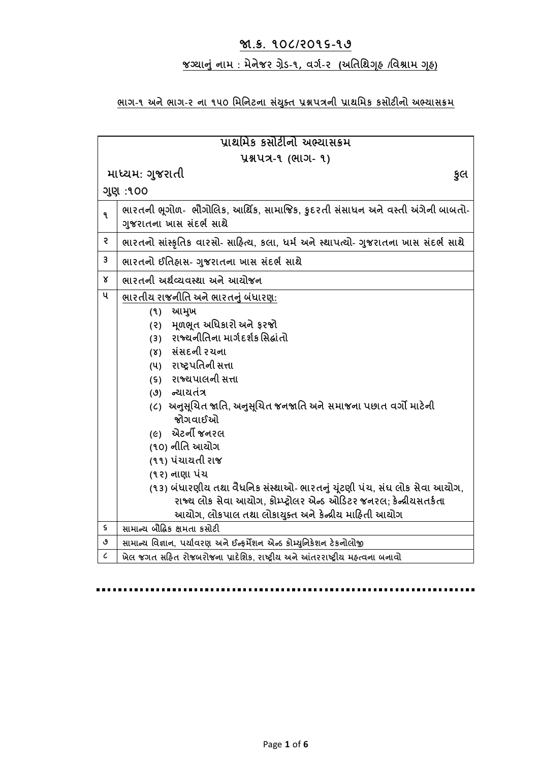## જા.ક્ર. ૧૦૮/૨૦૧૬-૧૭

### જગ્યાનું નામ : મેનેજર ગ્રેડ-૧, વર્ગ-૨ (અતિથિગૃહ /વિશ્રામ ગૃહ)

### ભાગ-૧ અને ભાગ-૨ ના ૧૫૦ મિનિટના સંયુક્ત પ્રશ્નપત્રની પ્રાથમિક કસોટીનો અભ્યાસક્રમ

| પ્રાથમિક કસોટીનો અભ્યાસક્રમ<br>પ્રશ્નપત્ર-૧ (ભાગ- ૧)<br>માધ્યમ: ગુજરાતી કુલ ગુણ :૧૦૦ | |
|---|---|
| ૧ | ભારતની ભૂગોળ- ભૌગોલિક, આર્થિક, સામાજિક, કુદરતી સંસાધન અને વસ્તી અંગેની બાબતો- ગુજરાતના ખાસ સંદર્ભ સાથે |
| ૨ | ભારતનો સાંસ્કૃતિક વારસો- સાહિત્ય, કલા, ધર્મ અને સ્થાપત્યો- ગુજરાતના ખાસ સંદર્ભ સાથે |
| ૩ | ભારતનો ઈતિહાસ- ગુજરાતના ખાસ સંદર્ભ સાથે |
| ૪ | ભારતની અર્થવ્યવસ્થા અને આયોજન |
| ૫ | ભારતીય રાજનીતિ અને ભારતનું બંધારણ:<br>(૧) આમુખ<br>(૨) મૂળભૂત અધિકારો અને ફરજો<br>(૩) રાજ્યનીતિના માર્ગદર્શક સિદ્ધાંતો<br>(૪) સંસદની રચના<br>(૫) રાષ્ટ્રપતિની સત્તા<br>(૬) રાજ્યપાલની સત્તા<br>(૭) ન્યાયતંત્ર<br>(૮) અનુસૂચિત જાતિ, અનુસૂચિત જનજાતિ અને સમાજના પછાત વર્ગો માટેની જોગવાઈઓ<br>(૯) એટર્ની જનરલ<br>(૧૦) નીતિ આયોગ<br>(૧૧) પંચાયતી રાજ<br>(૧૨) નાણા પંચ<br>(૧૩) બંધારણીય તથા વૈધનિક સંસ્થાઓ- ભારતનું ચૂંટણી પંચ, સંઘ લોક સેવા આયોગ, રાજ્ય લોક સેવા આયોગ, કોમ્પ્ટ્રોલર એન્ડ ઓડિટર જનરલ; કેન્દ્રીયસતર્કતા આયોગ, લોકપાલ તથા લોકાયુક્ત અને કેન્દ્રીય માહિતી આયોગ |
| ૬ | સામાન્ય બૌદ્ધિક ક્ષમતા કસોટી |
| ૭ | સામાન્ય વિજ્ઞાન, પર્યાવરણ અને ઈન્ફર્મેશન એન્ડ કોમ્યુનિકેશન ટેકનોલોજી |
| ૮ | ખેલ જગત સહિત રોજબરોજના પ્રાદેશિક, રાષ્ટ્રીય અને આંતરરાષ્ટ્રીય મહત્વના બનાવો |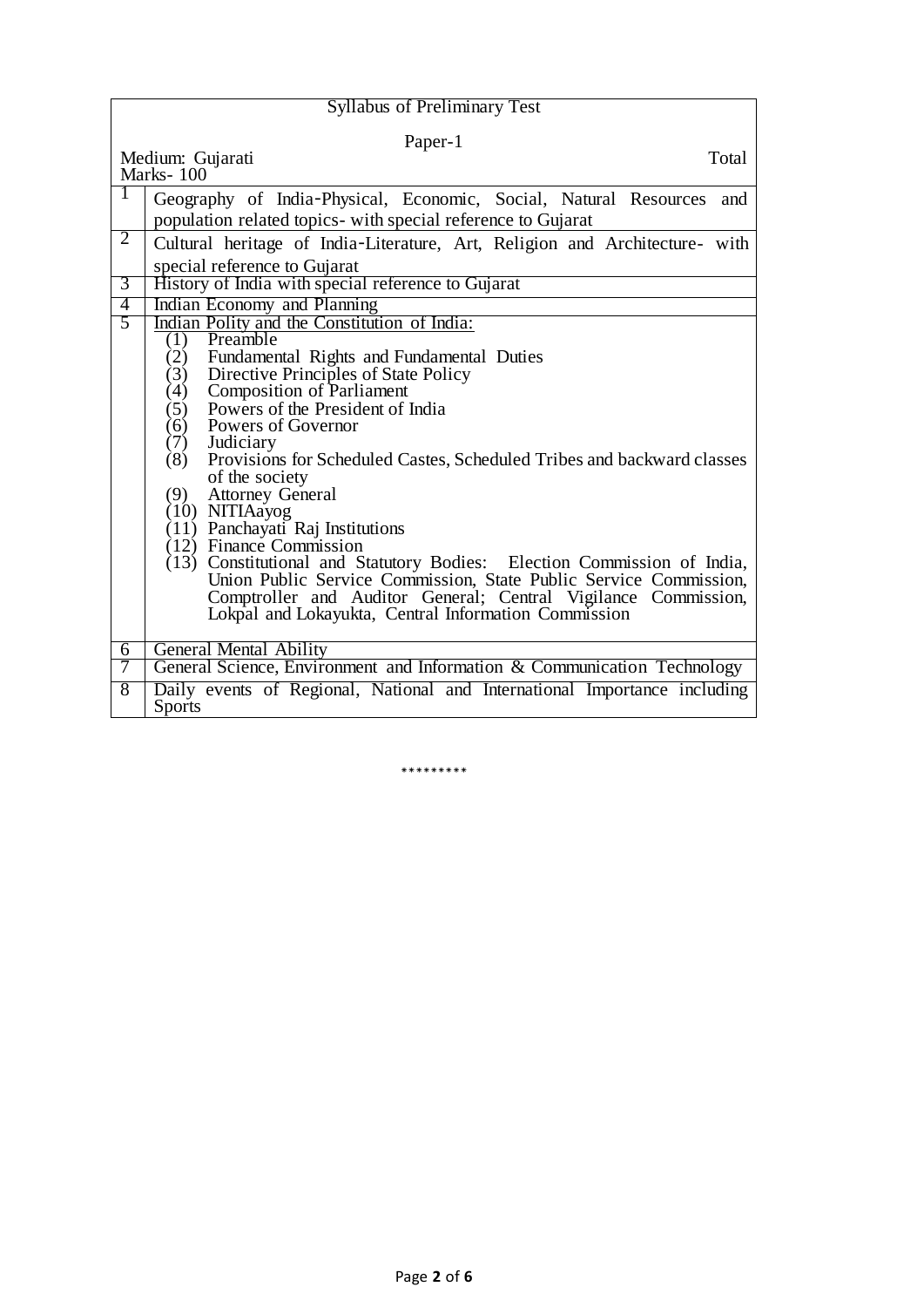| Syllabus of Preliminary Test | |
|---|---|
| Paper-1<br>Medium: Gujarati Total Marks- 100 | |
| 1 | Geography of India-Physical, Economic, Social, Natural Resources and population related topics- with special reference to Gujarat |
| 2 | Cultural heritage of India-Literature, Art, Religion and Architecture- with special reference to Gujarat |
| 3 | History of India with special reference to Gujarat |
| 4 | Indian Economy and Planning |
| 5 | Indian Polity and the Constitution of India:<br>(1) Preamble<br>(2) Fundamental Rights and Fundamental Duties<br>(3) Directive Principles of State Policy<br>(4) Composition of Parliament<br>(5) Powers of the President of India<br>(6) Powers of Governor<br>(7) Judiciary<br>(8) Provisions for Scheduled Castes, Scheduled Tribes and backward classes of the society<br>(9) Attorney General<br>(10) NITIAayog<br>(11) Panchayati Raj Institutions<br>(12) Finance Commission<br>(13) Constitutional and Statutory Bodies: Election Commission of India, Union Public Service Commission, State Public Service Commission, Comptroller and Auditor General; Central Vigilance Commission, Lokpal and Lokayukta, Central Information Commission |
| 6 | General Mental Ability |
| 7 | General Science, Environment and Information & Communication Technology |
| 8 | Daily events of Regional, National and International Importance including Sports |

*********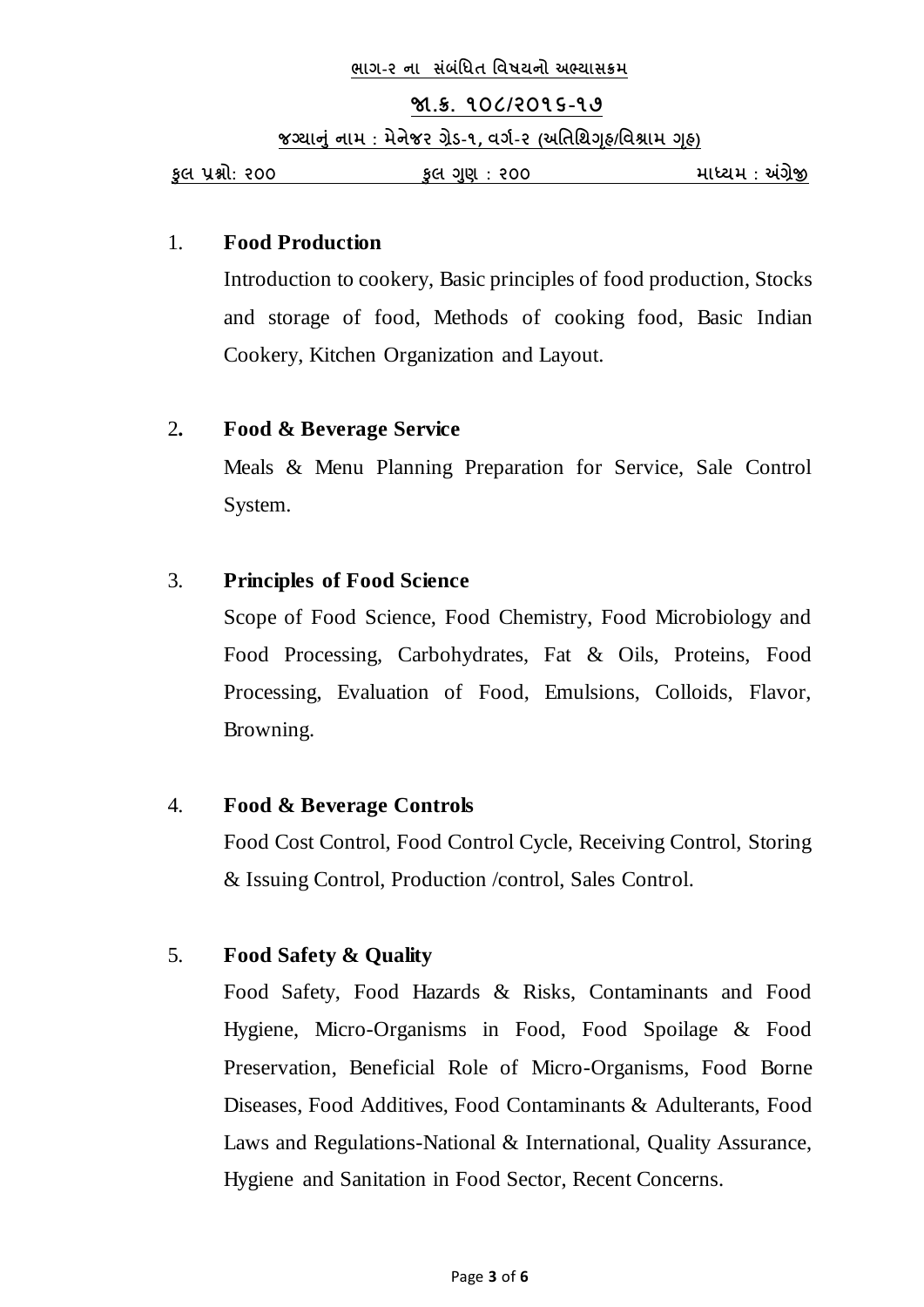**ભાગ-૨ ના સંબંધિત વિષયનો અભ્યાસક્રમ**

**જા.ક્ર. ૧૦૮/૨૦૧૬-૧૭**

**જગ્યાનું નામ : મેનેજર ગ્રેડ-૧, વર્ગ-૨ (અતિથિગૃહ/વિશ્રામ ગૃહ)**

**કુલ પ્રશ્નો: ૨૦૦ કુલ ગુણ : ૨૦૦ માધ્યમ : અંગ્રેજી**

1. **Food Production**

   Introduction to cookery, Basic principles of food production, Stocks and storage of food, Methods of cooking food, Basic Indian Cookery, Kitchen Organization and Layout.

2. **Food & Beverage Service**

   Meals & Menu Planning Preparation for Service, Sale Control System.

3. **Principles of Food Science**

   Scope of Food Science, Food Chemistry, Food Microbiology and Food Processing, Carbohydrates, Fat & Oils, Proteins, Food Processing, Evaluation of Food, Emulsions, Colloids, Flavor, Browning.

4. **Food & Beverage Controls**

   Food Cost Control, Food Control Cycle, Receiving Control, Storing & Issuing Control, Production /control, Sales Control.

5. **Food Safety & Quality**

   Food Safety, Food Hazards & Risks, Contaminants and Food Hygiene, Micro-Organisms in Food, Food Spoilage & Food Preservation, Beneficial Role of Micro-Organisms, Food Borne Diseases, Food Additives, Food Contaminants & Adulterants, Food Laws and Regulations-National & International, Quality Assurance, Hygiene and Sanitation in Food Sector, Recent Concerns.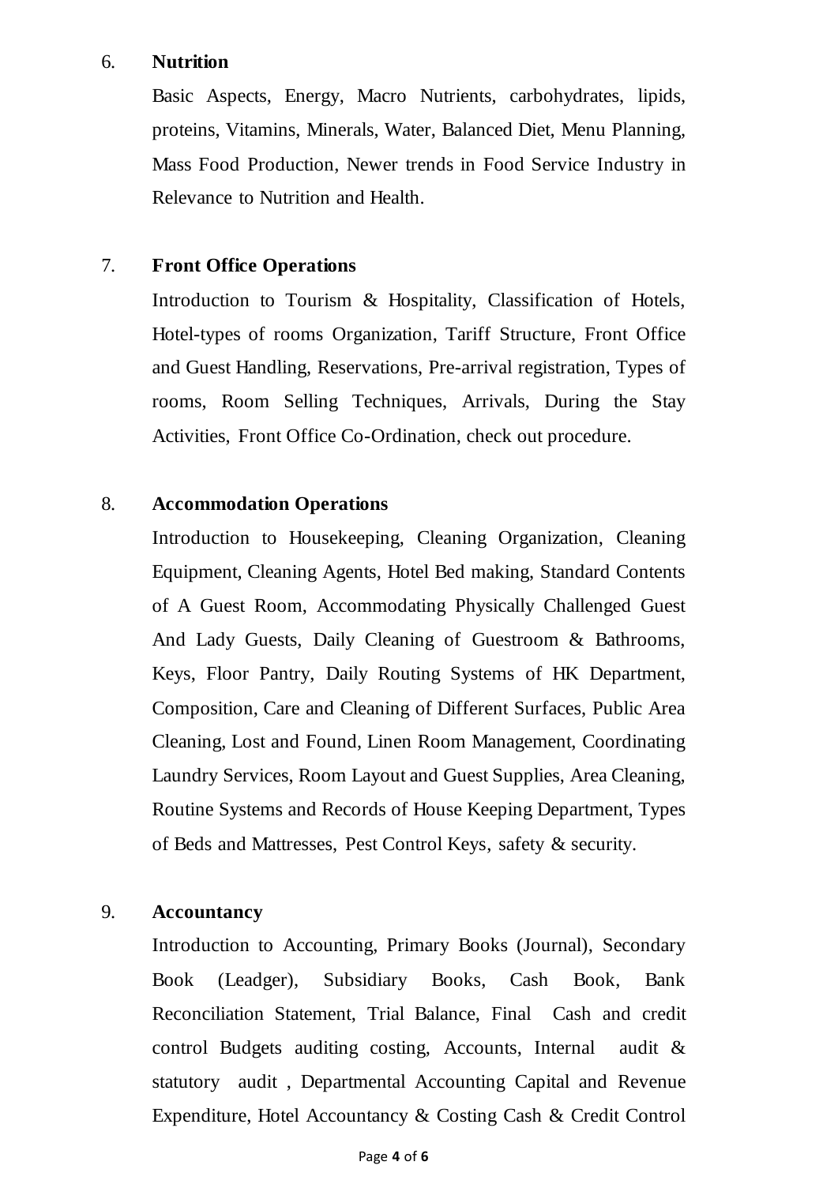6. **Nutrition**

   Basic Aspects, Energy, Macro Nutrients, carbohydrates, lipids, proteins, Vitamins, Minerals, Water, Balanced Diet, Menu Planning, Mass Food Production, Newer trends in Food Service Industry in Relevance to Nutrition and Health.

7. **Front Office Operations**

   Introduction to Tourism & Hospitality, Classification of Hotels, Hotel-types of rooms Organization, Tariff Structure, Front Office and Guest Handling, Reservations, Pre-arrival registration, Types of rooms, Room Selling Techniques, Arrivals, During the Stay Activities, Front Office Co-Ordination, check out procedure.

8. **Accommodation Operations**

   Introduction to Housekeeping, Cleaning Organization, Cleaning Equipment, Cleaning Agents, Hotel Bed making, Standard Contents of A Guest Room, Accommodating Physically Challenged Guest And Lady Guests, Daily Cleaning of Guestroom & Bathrooms, Keys, Floor Pantry, Daily Routing Systems of HK Department, Composition, Care and Cleaning of Different Surfaces, Public Area Cleaning, Lost and Found, Linen Room Management, Coordinating Laundry Services, Room Layout and Guest Supplies, Area Cleaning, Routine Systems and Records of House Keeping Department, Types of Beds and Mattresses, Pest Control Keys, safety & security.

9. **Accountancy**

   Introduction to Accounting, Primary Books (Journal), Secondary Book (Leadger), Subsidiary Books, Cash Book, Bank Reconciliation Statement, Trial Balance, Final Cash and credit control Budgets auditing costing, Accounts, Internal audit & statutory audit , Departmental Accounting Capital and Revenue Expenditure, Hotel Accountancy & Costing Cash & Credit Control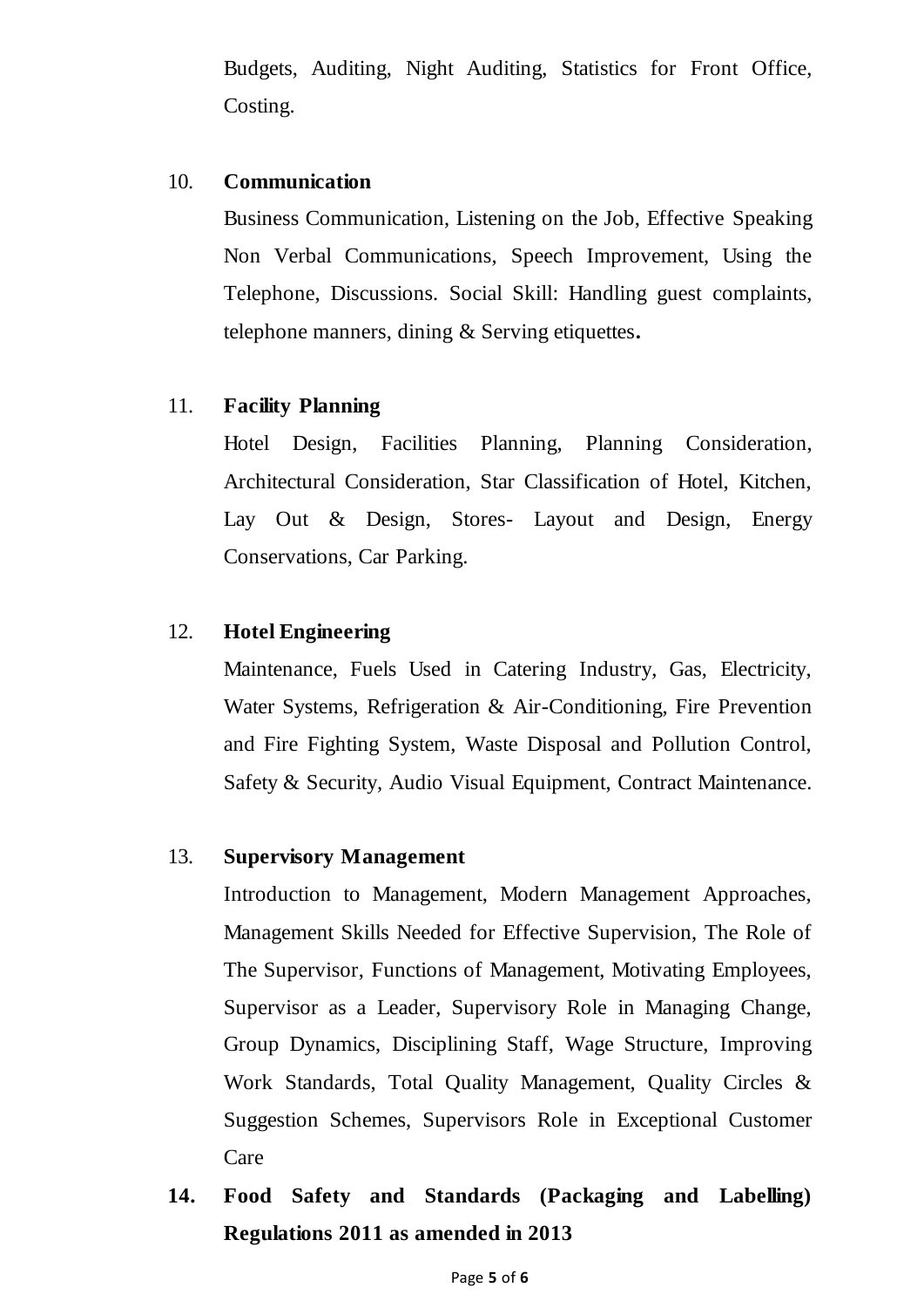Budgets, Auditing, Night Auditing, Statistics for Front Office, Costing.

10. **Communication**

    Business Communication, Listening on the Job, Effective Speaking Non Verbal Communications, Speech Improvement, Using the Telephone, Discussions. Social Skill: Handling guest complaints, telephone manners, dining & Serving etiquettes**.**

11. **Facility Planning**

    Hotel Design, Facilities Planning, Planning Consideration, Architectural Consideration, Star Classification of Hotel, Kitchen, Lay Out & Design, Stores- Layout and Design, Energy Conservations, Car Parking.

12. **Hotel Engineering**

    Maintenance, Fuels Used in Catering Industry, Gas, Electricity, Water Systems, Refrigeration & Air-Conditioning, Fire Prevention and Fire Fighting System, Waste Disposal and Pollution Control, Safety & Security, Audio Visual Equipment, Contract Maintenance.

13. **Supervisory Management**

    Introduction to Management, Modern Management Approaches, Management Skills Needed for Effective Supervision, The Role of The Supervisor, Functions of Management, Motivating Employees, Supervisor as a Leader, Supervisory Role in Managing Change, Group Dynamics, Disciplining Staff, Wage Structure, Improving Work Standards, Total Quality Management, Quality Circles & Suggestion Schemes, Supervisors Role in Exceptional Customer Care

14. **Food Safety and Standards (Packaging and Labelling) Regulations 2011 as amended in 2013**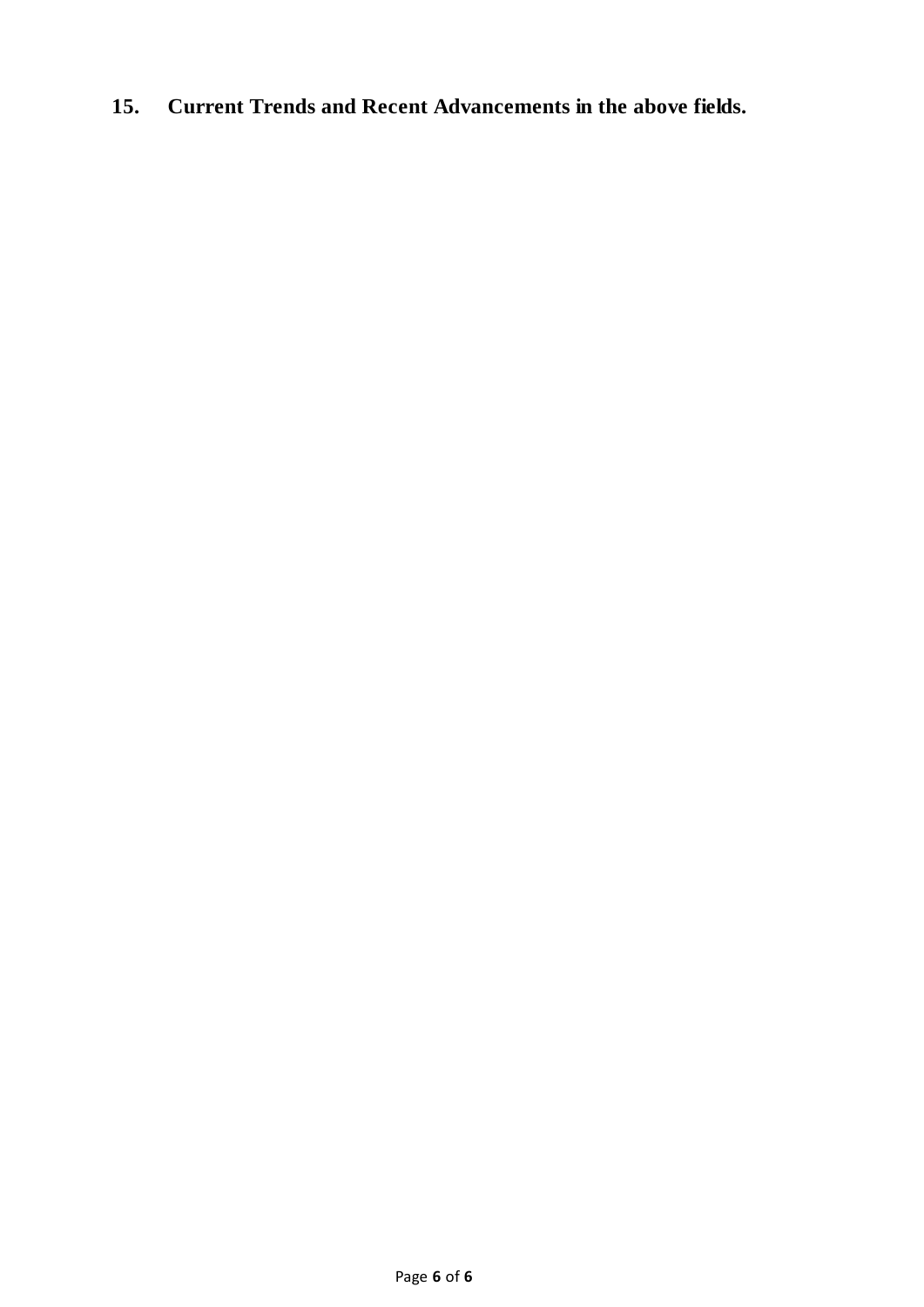## 15. Current Trends and Recent Advancements in the above fields.